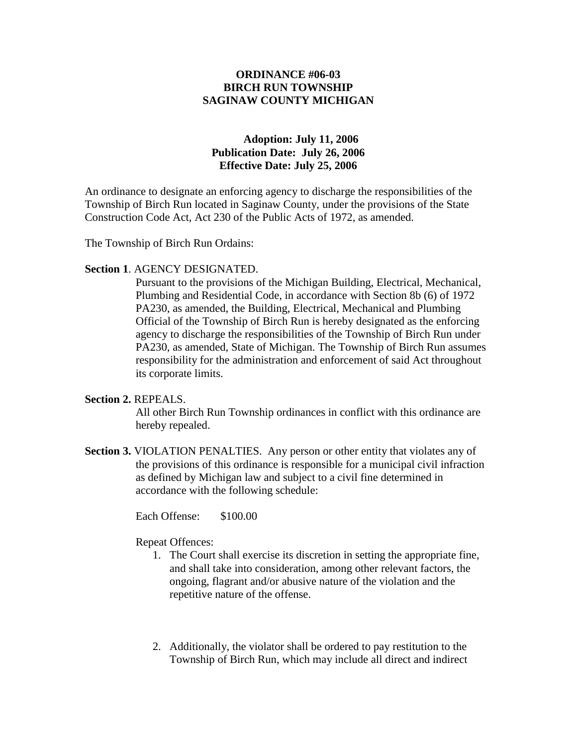**ORDINANCE #06-03**
**BIRCH RUN TOWNSHIP**
**SAGINAW COUNTY MICHIGAN**

**Adoption: July 11, 2006**
**Publication Date: July 26, 2006**
**Effective Date: July 25, 2006**

An ordinance to designate an enforcing agency to discharge the responsibilities of the Township of Birch Run located in Saginaw County, under the provisions of the State Construction Code Act, Act 230 of the Public Acts of 1972, as amended.

The Township of Birch Run Ordains:

**Section 1**. AGENCY DESIGNATED.

Pursuant to the provisions of the Michigan Building, Electrical, Mechanical, Plumbing and Residential Code, in accordance with Section 8b (6) of 1972 PA230, as amended, the Building, Electrical, Mechanical and Plumbing Official of the Township of Birch Run is hereby designated as the enforcing agency to discharge the responsibilities of the Township of Birch Run under PA230, as amended, State of Michigan. The Township of Birch Run assumes responsibility for the administration and enforcement of said Act throughout its corporate limits.

**Section 2.** REPEALS.

All other Birch Run Township ordinances in conflict with this ordinance are hereby repealed.

**Section 3.** VIOLATION PENALTIES. Any person or other entity that violates any of the provisions of this ordinance is responsible for a municipal civil infraction as defined by Michigan law and subject to a civil fine determined in accordance with the following schedule:

Each Offense: $100.00

Repeat Offences:

1. The Court shall exercise its discretion in setting the appropriate fine, and shall take into consideration, among other relevant factors, the ongoing, flagrant and/or abusive nature of the violation and the repetitive nature of the offense.

2. Additionally, the violator shall be ordered to pay restitution to the Township of Birch Run, which may include all direct and indirect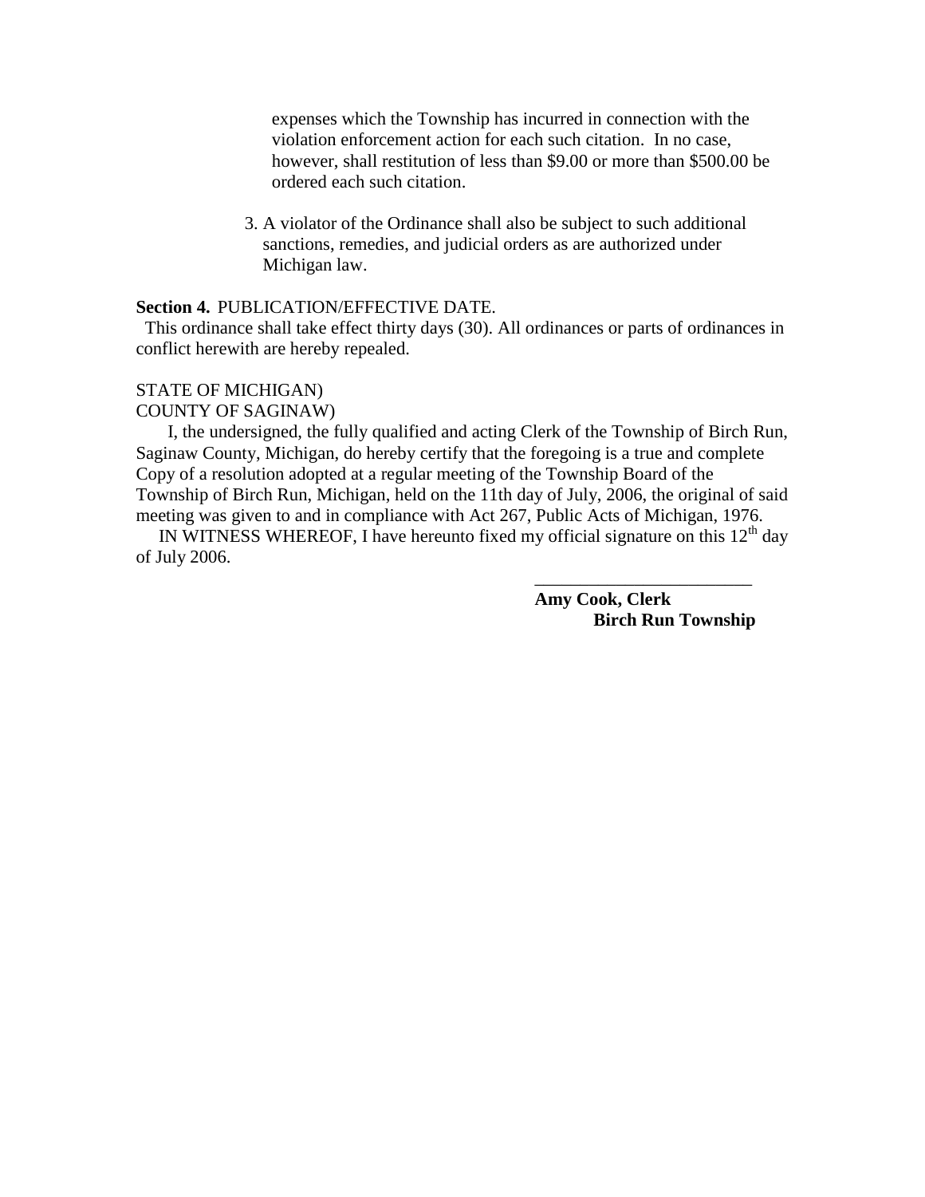expenses which the Township has incurred in connection with the violation enforcement action for each such citation. In no case, however, shall restitution of less than $9.00 or more than $500.00 be ordered each such citation.

3. A violator of the Ordinance shall also be subject to such additional sanctions, remedies, and judicial orders as are authorized under Michigan law.

**Section 4.** PUBLICATION/EFFECTIVE DATE.

This ordinance shall take effect thirty days (30). All ordinances or parts of ordinances in conflict herewith are hereby repealed.

STATE OF MICHIGAN)
COUNTY OF SAGINAW)

I, the undersigned, the fully qualified and acting Clerk of the Township of Birch Run, Saginaw County, Michigan, do hereby certify that the foregoing is a true and complete Copy of a resolution adopted at a regular meeting of the Township Board of the Township of Birch Run, Michigan, held on the 11th day of July, 2006, the original of said meeting was given to and in compliance with Act 267, Public Acts of Michigan, 1976.

IN WITNESS WHEREOF, I have hereunto fixed my official signature on this 12th day of July 2006.

\_\_\_\_\_\_\_\_\_\_\_\_\_\_\_\_\_\_\_\_\_\_\_\_\_

**Amy Cook, Clerk**
**Birch Run Township**